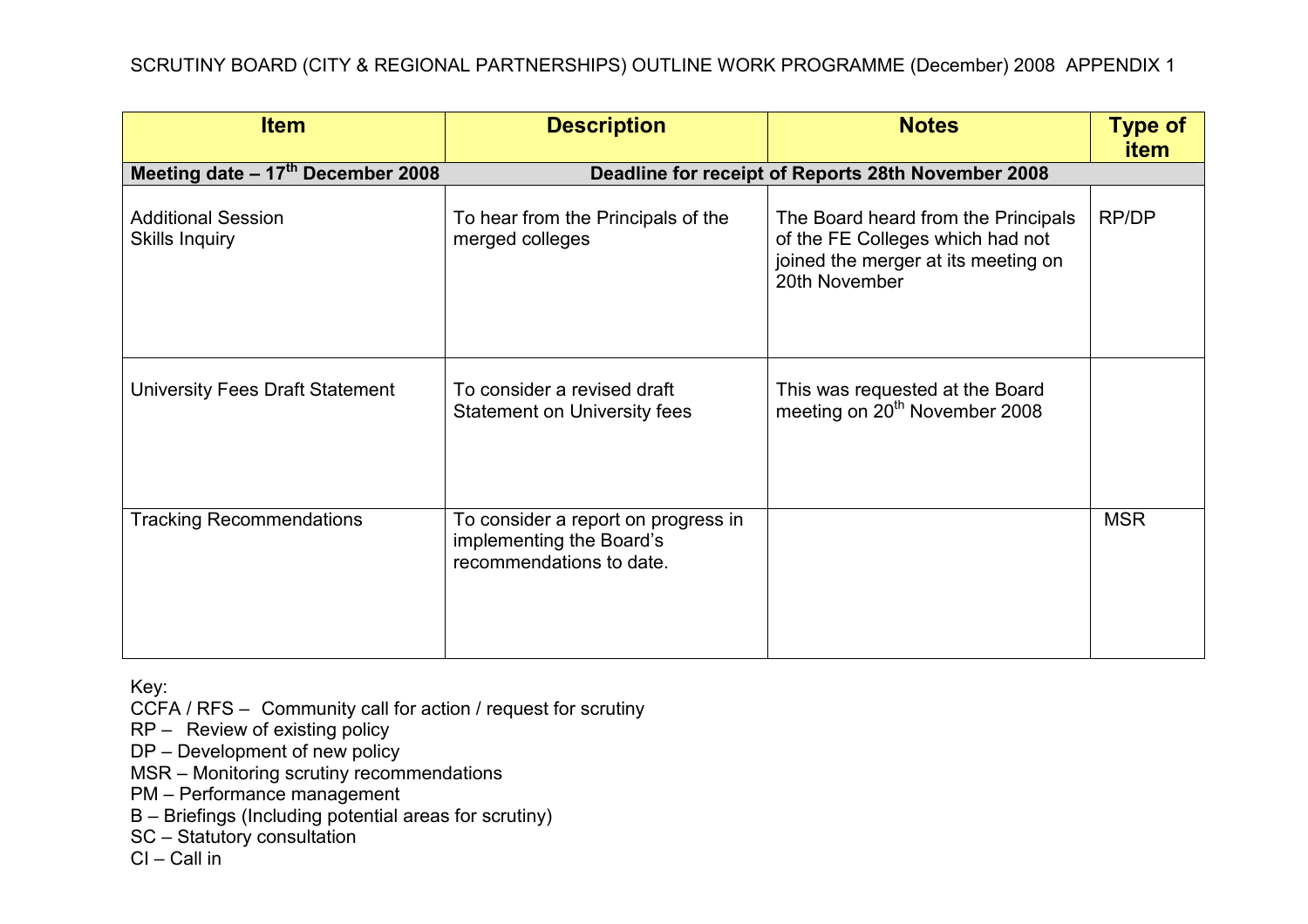SCRUTINY BOARD (CITY & REGIONAL PARTNERSHIPS) OUTLINE WORK PROGRAMME (December) 2008 APPENDIX 1

| Item | Description | Notes | Type of item |
|---|---|---|---|
| **Meeting date – 17th December 2008** | **Deadline for receipt of Reports 28th November 2008** | | |
| Additional Session<br>Skills Inquiry | To hear from the Principals of the merged colleges | The Board heard from the Principals of the FE Colleges which had not joined the merger at its meeting on 20th November | RP/DP |
| University Fees Draft Statement | To consider a revised draft Statement on University fees | This was requested at the Board meeting on 20th November 2008 | |
| Tracking Recommendations | To consider a report on progress in implementing the Board's recommendations to date. | | MSR |

Key:
CCFA / RFS – Community call for action / request for scrutiny
RP – Review of existing policy
DP – Development of new policy
MSR – Monitoring scrutiny recommendations
PM – Performance management
B – Briefings (Including potential areas for scrutiny)
SC – Statutory consultation
CI – Call in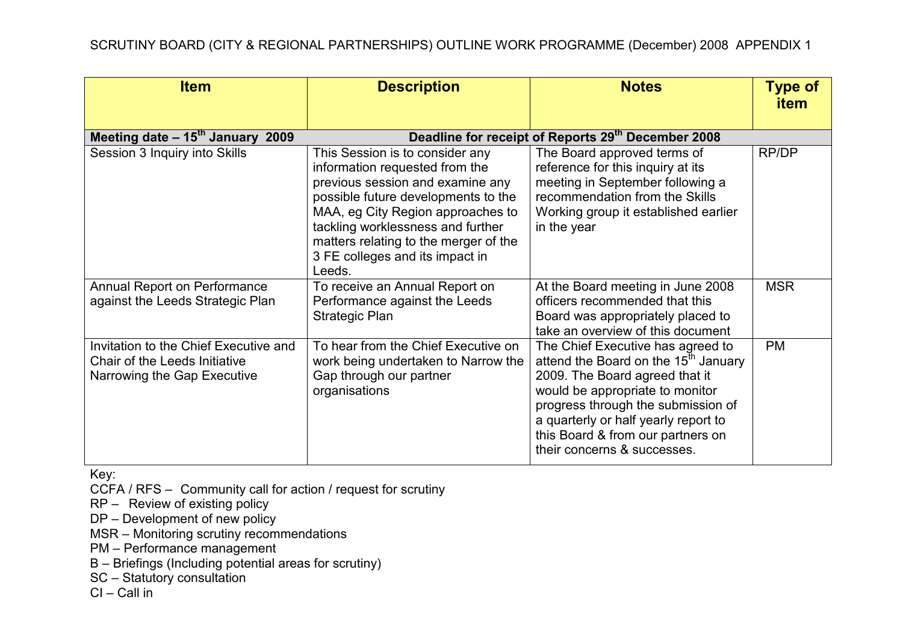SCRUTINY BOARD (CITY & REGIONAL PARTNERSHIPS) OUTLINE WORK PROGRAMME (December) 2008 APPENDIX 1

| Item | Description | Notes | Type of item |
|---|---|---|---|
| **Meeting date – 15th January 2009** | **Deadline for receipt of Reports 29th December 2008** | | |
| Session 3 Inquiry into Skills | This Session is to consider any information requested from the previous session and examine any possible future developments to the MAA, eg City Region approaches to tackling worklessness and further matters relating to the merger of the 3 FE colleges and its impact in Leeds. | The Board approved terms of reference for this inquiry at its meeting in September following a recommendation from the Skills Working group it established earlier in the year | RP/DP |
| Annual Report on Performance against the Leeds Strategic Plan | To receive an Annual Report on Performance against the Leeds Strategic Plan | At the Board meeting in June 2008 officers recommended that this Board was appropriately placed to take an overview of this document | MSR |
| Invitation to the Chief Executive and Chair of the Leeds Initiative Narrowing the Gap Executive | To hear from the Chief Executive on work being undertaken to Narrow the Gap through our partner organisations | The Chief Executive has agreed to attend the Board on the 15th January 2009. The Board agreed that it would be appropriate to monitor progress through the submission of a quarterly or half yearly report to this Board & from our partners on their concerns & successes. | PM |

Key:

CCFA / RFS – Community call for action / request for scrutiny

RP – Review of existing policy

DP – Development of new policy

MSR – Monitoring scrutiny recommendations

PM – Performance management

B – Briefings (Including potential areas for scrutiny)

SC – Statutory consultation

CI – Call in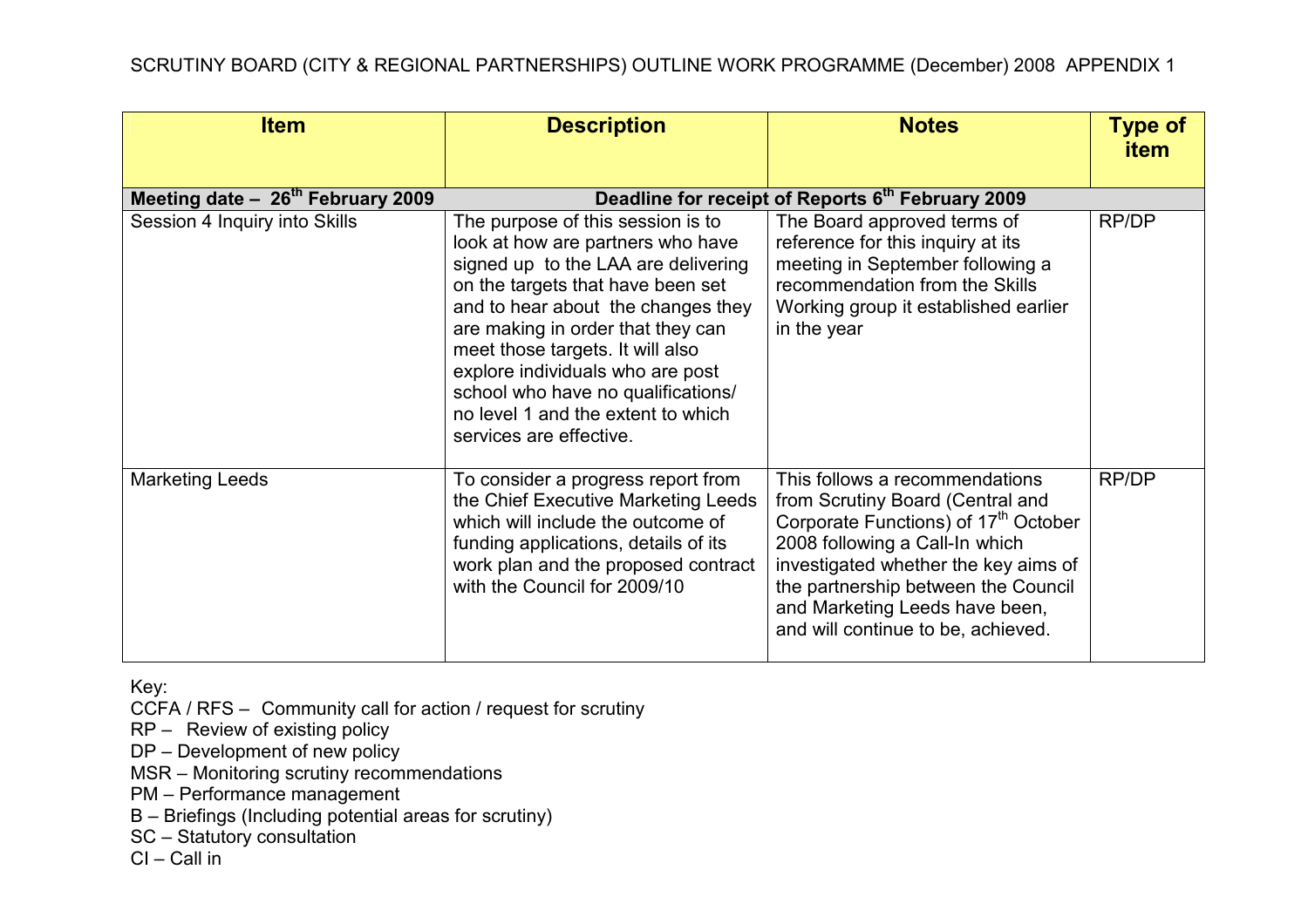SCRUTINY BOARD (CITY & REGIONAL PARTNERSHIPS) OUTLINE WORK PROGRAMME (December) 2008 APPENDIX 1

| Item | Description | Notes | Type of item |
|---|---|---|---|
| **Meeting date – 26th February 2009** | **Deadline for receipt of Reports 6th February 2009** | | |
| Session 4 Inquiry into Skills | The purpose of this session is to look at how are partners who have signed up to the LAA are delivering on the targets that have been set and to hear about the changes they are making in order that they can meet those targets. It will also explore individuals who are post school who have no qualifications/ no level 1 and the extent to which services are effective. | The Board approved terms of reference for this inquiry at its meeting in September following a recommendation from the Skills Working group it established earlier in the year | RP/DP |
| Marketing Leeds | To consider a progress report from the Chief Executive Marketing Leeds which will include the outcome of funding applications, details of its work plan and the proposed contract with the Council for 2009/10 | This follows a recommendations from Scrutiny Board (Central and Corporate Functions) of 17th October 2008 following a Call-In which investigated whether the key aims of the partnership between the Council and Marketing Leeds have been, and will continue to be, achieved. | RP/DP |

Key:
CCFA / RFS – Community call for action / request for scrutiny
RP – Review of existing policy
DP – Development of new policy
MSR – Monitoring scrutiny recommendations
PM – Performance management
B – Briefings (Including potential areas for scrutiny)
SC – Statutory consultation
CI – Call in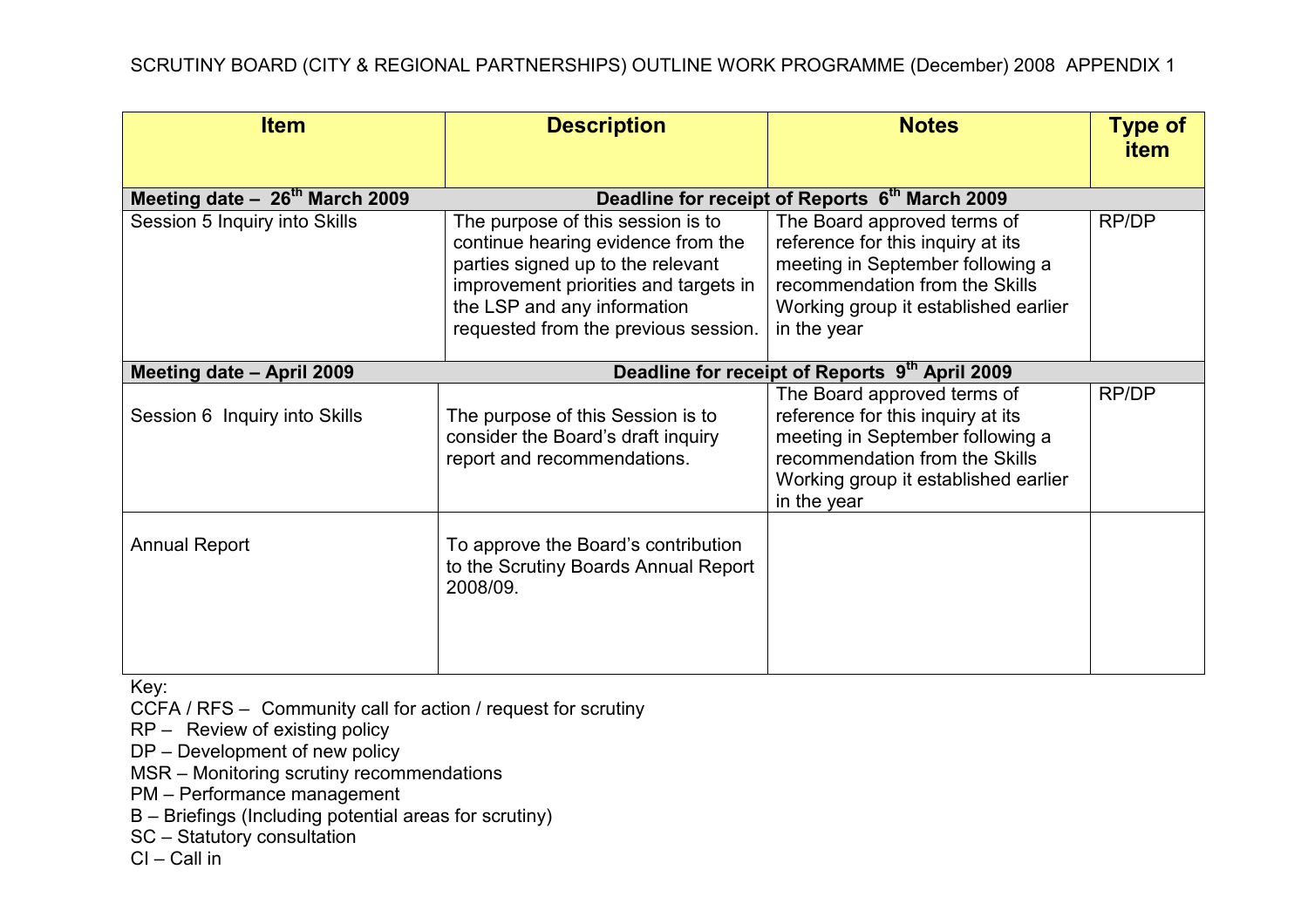SCRUTINY BOARD (CITY & REGIONAL PARTNERSHIPS) OUTLINE WORK PROGRAMME (December) 2008 APPENDIX 1

| Item | Description | Notes | Type of item |
|---|---|---|---|
| **Meeting date – 26th March 2009** | **Deadline for receipt of Reports 6th March 2009** | | |
| Session 5 Inquiry into Skills | The purpose of this session is to continue hearing evidence from the parties signed up to the relevant improvement priorities and targets in the LSP and any information requested from the previous session. | The Board approved terms of reference for this inquiry at its meeting in September following a recommendation from the Skills Working group it established earlier in the year | RP/DP |
| **Meeting date – April 2009** | **Deadline for receipt of Reports 9th April 2009** | | |
| Session 6 Inquiry into Skills | The purpose of this Session is to consider the Board's draft inquiry report and recommendations. | The Board approved terms of reference for this inquiry at its meeting in September following a recommendation from the Skills Working group it established earlier in the year | RP/DP |
| Annual Report | To approve the Board's contribution to the Scrutiny Boards Annual Report 2008/09. | | |

Key:

CCFA / RFS – Community call for action / request for scrutiny
RP – Review of existing policy
DP – Development of new policy
MSR – Monitoring scrutiny recommendations
PM – Performance management
B – Briefings (Including potential areas for scrutiny)
SC – Statutory consultation
CI – Call in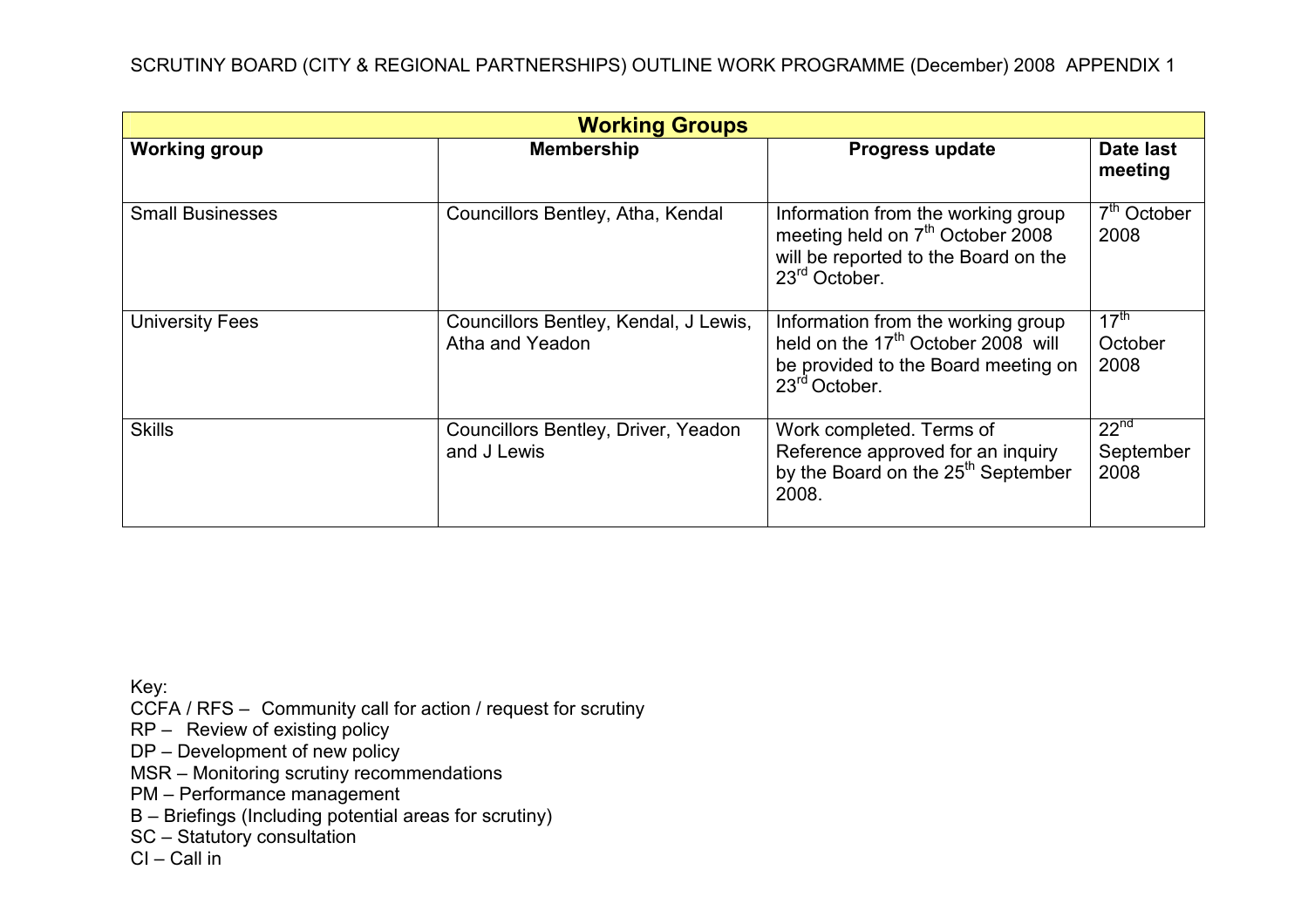SCRUTINY BOARD (CITY & REGIONAL PARTNERSHIPS) OUTLINE WORK PROGRAMME (December) 2008 APPENDIX 1

| **Working Groups** | | | |
|---|---|---|---|
| **Working group** | **Membership** | **Progress update** | **Date last meeting** |
| Small Businesses | Councillors Bentley, Atha, Kendal | Information from the working group meeting held on 7th October 2008 will be reported to the Board on the 23rd October. | 7th October 2008 |
| University Fees | Councillors Bentley, Kendal, J Lewis, Atha and Yeadon | Information from the working group held on the 17th October 2008 will be provided to the Board meeting on 23rd October. | 17th October 2008 |
| Skills | Councillors Bentley, Driver, Yeadon and J Lewis | Work completed. Terms of Reference approved for an inquiry by the Board on the 25th September 2008. | 22nd September 2008 |

Key:
CCFA / RFS – Community call for action / request for scrutiny
RP – Review of existing policy
DP – Development of new policy
MSR – Monitoring scrutiny recommendations
PM – Performance management
B – Briefings (Including potential areas for scrutiny)
SC – Statutory consultation
CI – Call in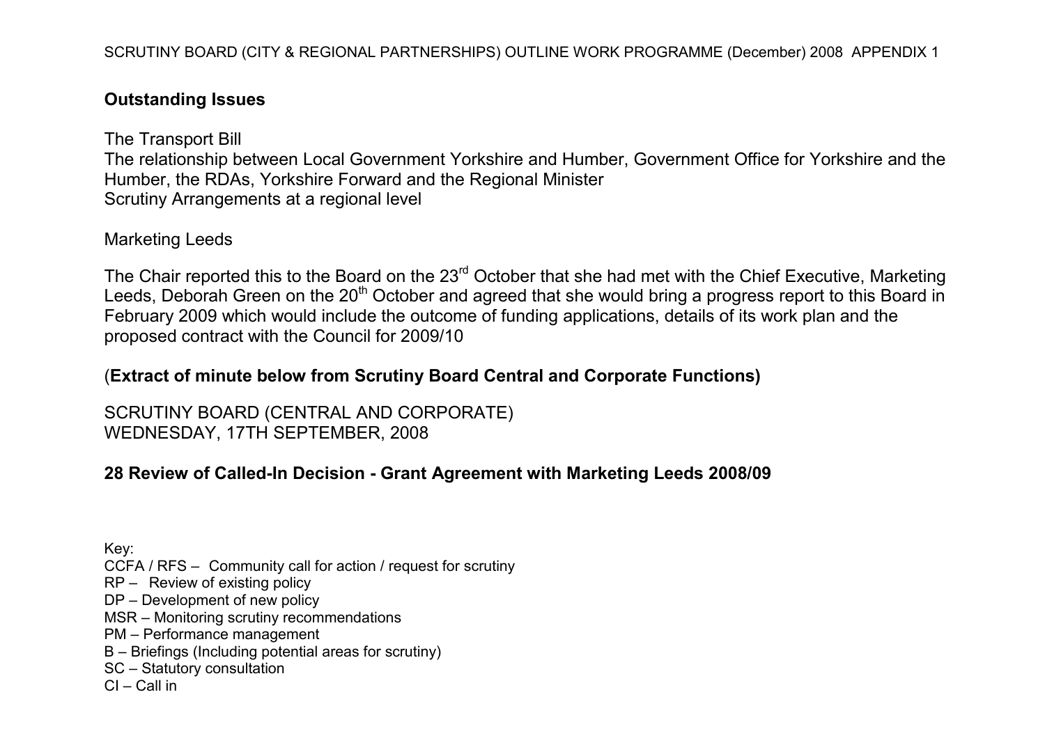## Outstanding Issues

The Transport Bill
The relationship between Local Government Yorkshire and Humber, Government Office for Yorkshire and the Humber, the RDAs, Yorkshire Forward and the Regional Minister
Scrutiny Arrangements at a regional level

Marketing Leeds

The Chair reported this to the Board on the 23rd October that she had met with the Chief Executive, Marketing Leeds, Deborah Green on the 20th October and agreed that she would bring a progress report to this Board in February 2009 which would include the outcome of funding applications, details of its work plan and the proposed contract with the Council for 2009/10

(**Extract of minute below from Scrutiny Board Central and Corporate Functions)**

SCRUTINY BOARD (CENTRAL AND CORPORATE)
WEDNESDAY, 17TH SEPTEMBER, 2008

**28 Review of Called-In Decision - Grant Agreement with Marketing Leeds 2008/09**

Key:
CCFA / RFS – Community call for action / request for scrutiny
RP – Review of existing policy
DP – Development of new policy
MSR – Monitoring scrutiny recommendations
PM – Performance management
B – Briefings (Including potential areas for scrutiny)
SC – Statutory consultation
CI – Call in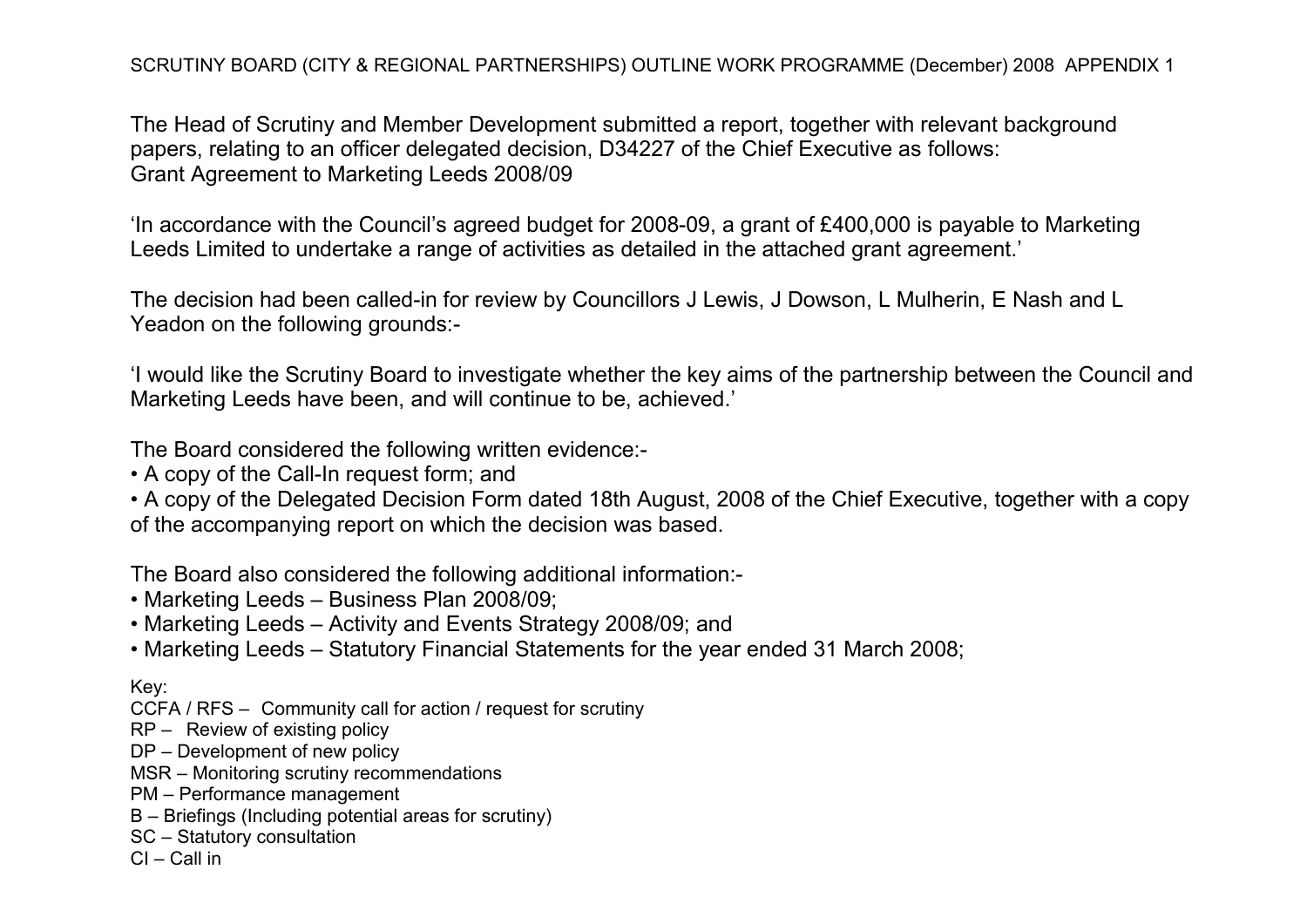The Head of Scrutiny and Member Development submitted a report, together with relevant background papers, relating to an officer delegated decision, D34227 of the Chief Executive as follows:
Grant Agreement to Marketing Leeds 2008/09

'In accordance with the Council's agreed budget for 2008-09, a grant of £400,000 is payable to Marketing Leeds Limited to undertake a range of activities as detailed in the attached grant agreement.'

The decision had been called-in for review by Councillors J Lewis, J Dowson, L Mulherin, E Nash and L Yeadon on the following grounds:-

'I would like the Scrutiny Board to investigate whether the key aims of the partnership between the Council and Marketing Leeds have been, and will continue to be, achieved.'

The Board considered the following written evidence:-

- A copy of the Call-In request form; and
- A copy of the Delegated Decision Form dated 18th August, 2008 of the Chief Executive, together with a copy of the accompanying report on which the decision was based.

The Board also considered the following additional information:-

- Marketing Leeds – Business Plan 2008/09;
- Marketing Leeds – Activity and Events Strategy 2008/09; and
- Marketing Leeds – Statutory Financial Statements for the year ended 31 March 2008;

Key:
CCFA / RFS – Community call for action / request for scrutiny
RP – Review of existing policy
DP – Development of new policy
MSR – Monitoring scrutiny recommendations
PM – Performance management
B – Briefings (Including potential areas for scrutiny)
SC – Statutory consultation
CI – Call in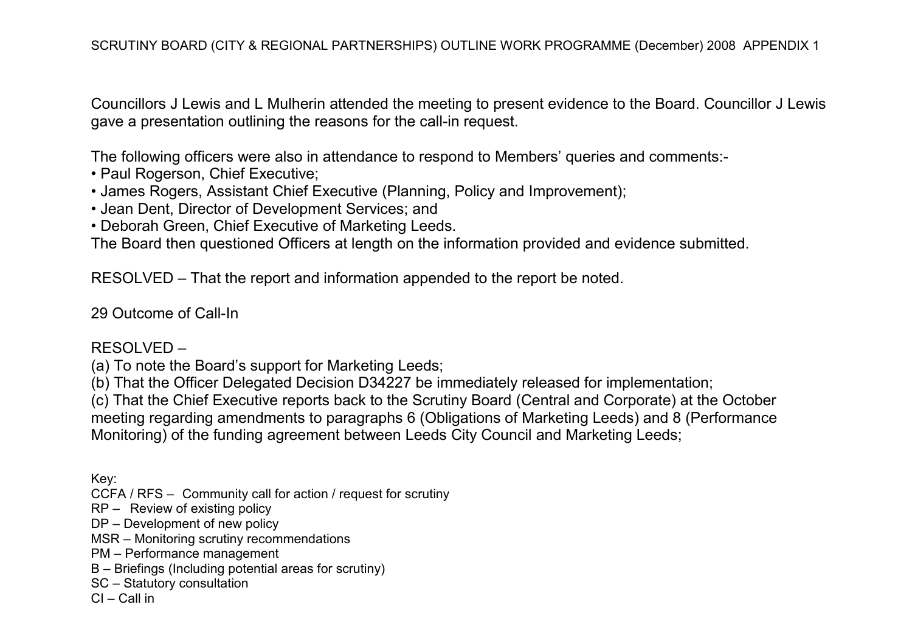Councillors J Lewis and L Mulherin attended the meeting to present evidence to the Board. Councillor J Lewis gave a presentation outlining the reasons for the call-in request.

The following officers were also in attendance to respond to Members' queries and comments:-

- Paul Rogerson, Chief Executive;
- James Rogers, Assistant Chief Executive (Planning, Policy and Improvement);
- Jean Dent, Director of Development Services; and
- Deborah Green, Chief Executive of Marketing Leeds.

The Board then questioned Officers at length on the information provided and evidence submitted.

RESOLVED – That the report and information appended to the report be noted.

29 Outcome of Call-In

RESOLVED –
(a) To note the Board's support for Marketing Leeds;
(b) That the Officer Delegated Decision D34227 be immediately released for implementation;
(c) That the Chief Executive reports back to the Scrutiny Board (Central and Corporate) at the October meeting regarding amendments to paragraphs 6 (Obligations of Marketing Leeds) and 8 (Performance Monitoring) of the funding agreement between Leeds City Council and Marketing Leeds;

Key:
CCFA / RFS – Community call for action / request for scrutiny
RP – Review of existing policy
DP – Development of new policy
MSR – Monitoring scrutiny recommendations
PM – Performance management
B – Briefings (Including potential areas for scrutiny)
SC – Statutory consultation
CI – Call in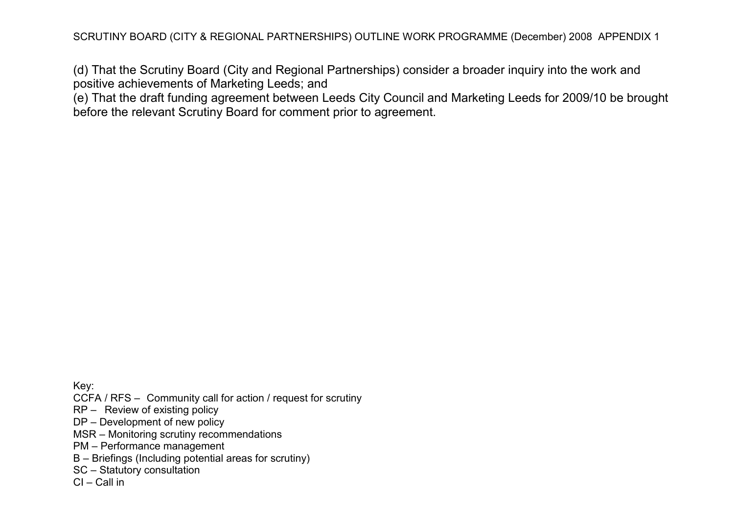(d) That the Scrutiny Board (City and Regional Partnerships) consider a broader inquiry into the work and positive achievements of Marketing Leeds; and

(e) That the draft funding agreement between Leeds City Council and Marketing Leeds for 2009/10 be brought before the relevant Scrutiny Board for comment prior to agreement.

Key:
CCFA / RFS – Community call for action / request for scrutiny
RP – Review of existing policy
DP – Development of new policy
MSR – Monitoring scrutiny recommendations
PM – Performance management
B – Briefings (Including potential areas for scrutiny)
SC – Statutory consultation
CI – Call in